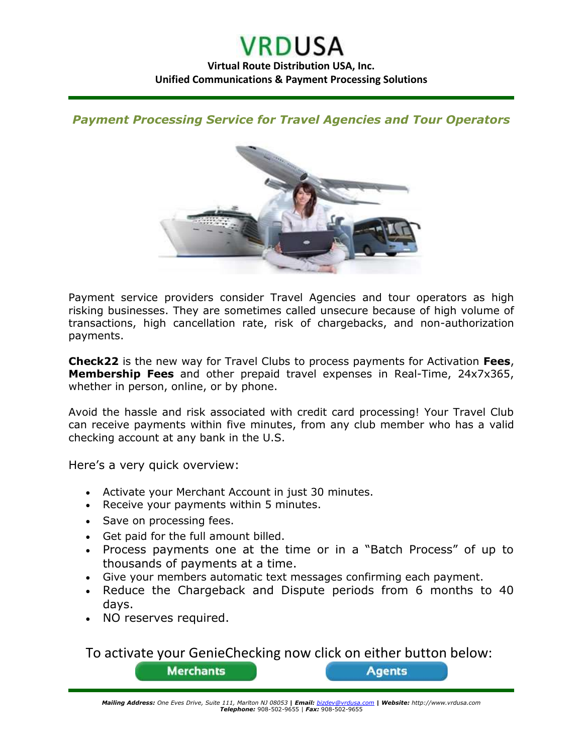# VRDUSA

**Virtual Route Distribution USA, Inc.**
**Unified Communications & Payment Processing Solutions**

## *Payment Processing Service for Travel Agencies and Tour Operators*

Payment service providers consider Travel Agencies and tour operators as high risking businesses. They are sometimes called unsecure because of high volume of transactions, high cancellation rate, risk of chargebacks, and non-authorization payments.

**Check22** is the new way for Travel Clubs to process payments for Activation **Fees**, **Membership Fees** and other prepaid travel expenses in Real-Time, 24x7x365, whether in person, online, or by phone.

Avoid the hassle and risk associated with credit card processing! Your Travel Club can receive payments within five minutes, from any club member who has a valid checking account at any bank in the U.S.

Here's a very quick overview:

- Activate your Merchant Account in just 30 minutes.
- Receive your payments within 5 minutes.
- Save on processing fees.
- Get paid for the full amount billed.
- Process payments one at the time or in a "Batch Process" of up to thousands of payments at a time.
- Give your members automatic text messages confirming each payment.
- Reduce the Chargeback and Dispute periods from 6 months to 40 days.
- NO reserves required.

To activate your GenieChecking now click on either button below:

Merchants | Agents

***Mailing Address:*** *One Eves Drive, Suite 111, Marlton NJ 08053* **|** ***Email:*** *bizdev@vrdusa.com* **|** ***Website:*** *http://www.vrdusa.com*
***Telephone:*** 908-502-9655 | ***Fax:*** 908-502-9655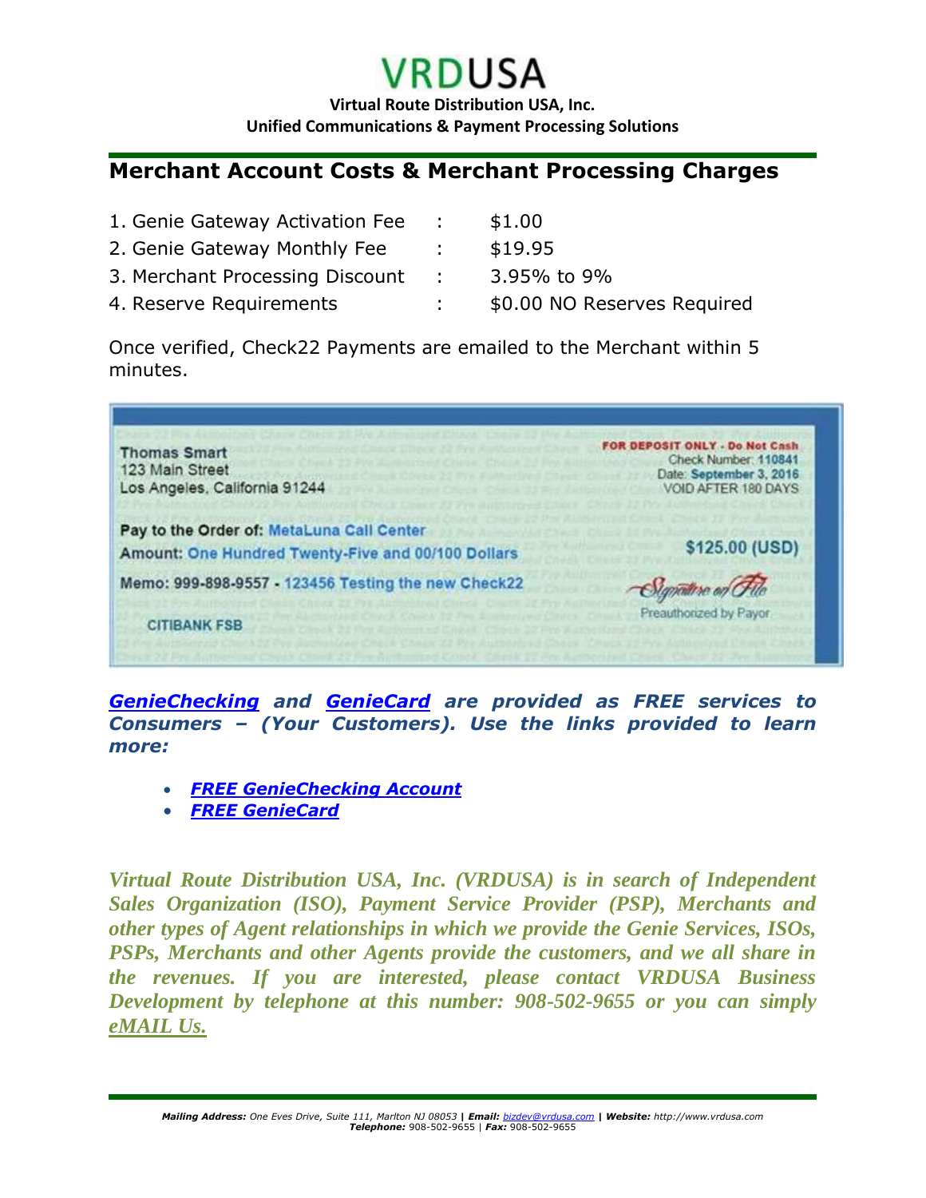# VRDUSA

**Virtual Route Distribution USA, Inc.**
**Unified Communications & Payment Processing Solutions**

## Merchant Account Costs & Merchant Processing Charges

1. Genie Gateway Activation Fee : $1.00
2. Genie Gateway Monthly Fee : $19.95
3. Merchant Processing Discount : 3.95% to 9%
4. Reserve Requirements : $0.00 NO Reserves Required

Once verified, Check22 Payments are emailed to the Merchant within 5 minutes.

Thomas Smart
123 Main Street
Los Angeles, California 91244

FOR DEPOSIT ONLY - Do Not Cash
Check Number: 110841
Date: September 3, 2016
VOID AFTER 180 DAYS

Pay to the Order of: MetaLuna Call Center

Amount: One Hundred Twenty-Five and 00/100 Dollars $125.00 (USD)

Memo: 999-898-9557 - 123456 Testing the new Check22

Signature on File
Preauthorized by Payor

CITIBANK FSB

***GenieChecking** and **GenieCard** are provided as FREE services to Consumers – (Your Customers). Use the links provided to learn more:*

- ***FREE GenieChecking Account***
- ***FREE GenieCard***

***Virtual Route Distribution USA, Inc. (VRDUSA) is in search of Independent Sales Organization (ISO), Payment Service Provider (PSP), Merchants and other types of Agent relationships in which we provide the Genie Services, ISOs, PSPs, Merchants and other Agents provide the customers, and we all share in the revenues. If you are interested, please contact VRDUSA Business Development by telephone at this number: 908-502-9655 or you can simply eMAIL Us.***

***Mailing Address:*** *One Eves Drive, Suite 111, Marlton NJ 08053* | ***Email:*** *bizdev@vrdusa.com* | ***Website:*** *http://www.vrdusa.com*
***Telephone:*** 908-502-9655 | ***Fax:*** 908-502-9655